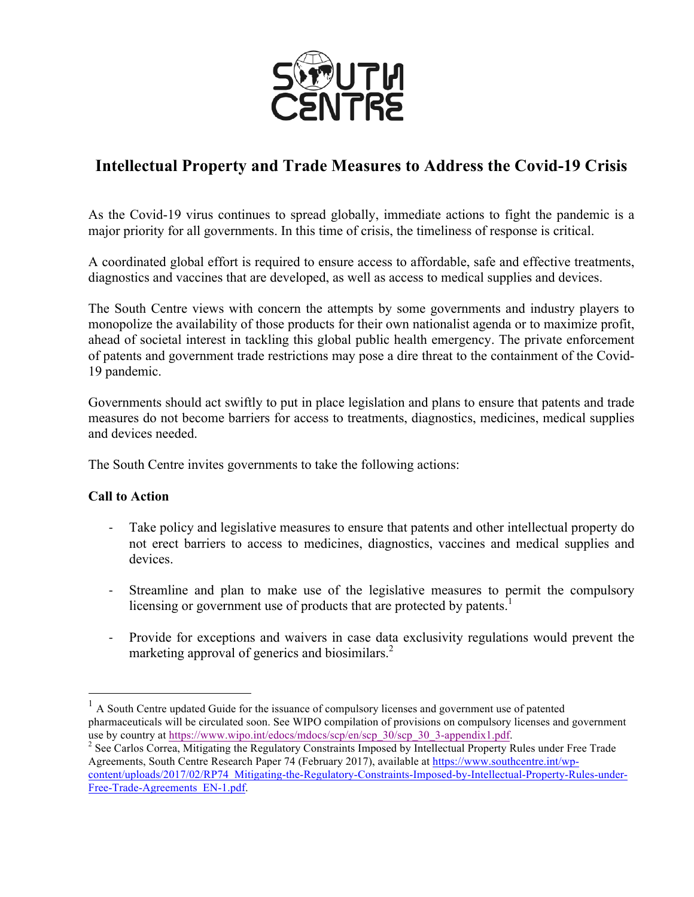SOUTH CENTRE

# Intellectual Property and Trade Measures to Address the Covid-19 Crisis

As the Covid-19 virus continues to spread globally, immediate actions to fight the pandemic is a major priority for all governments. In this time of crisis, the timeliness of response is critical.

A coordinated global effort is required to ensure access to affordable, safe and effective treatments, diagnostics and vaccines that are developed, as well as access to medical supplies and devices.

The South Centre views with concern the attempts by some governments and industry players to monopolize the availability of those products for their own nationalist agenda or to maximize profit, ahead of societal interest in tackling this global public health emergency. The private enforcement of patents and government trade restrictions may pose a dire threat to the containment of the Covid-19 pandemic.

Governments should act swiftly to put in place legislation and plans to ensure that patents and trade measures do not become barriers for access to treatments, diagnostics, medicines, medical supplies and devices needed.

The South Centre invites governments to take the following actions:

**Call to Action**

- Take policy and legislative measures to ensure that patents and other intellectual property do not erect barriers to access to medicines, diagnostics, vaccines and medical supplies and devices.

- Streamline and plan to make use of the legislative measures to permit the compulsory licensing or government use of products that are protected by patents.[1]

- Provide for exceptions and waivers in case data exclusivity regulations would prevent the marketing approval of generics and biosimilars.[2]

---

[1] A South Centre updated Guide for the issuance of compulsory licenses and government use of patented pharmaceuticals will be circulated soon. See WIPO compilation of provisions on compulsory licenses and government use by country at https://www.wipo.int/edocs/mdocs/scp/en/scp_30/scp_30_3-appendix1.pdf.

[2] See Carlos Correa, Mitigating the Regulatory Constraints Imposed by Intellectual Property Rules under Free Trade Agreements, South Centre Research Paper 74 (February 2017), available at https://www.southcentre.int/wp-content/uploads/2017/02/RP74_Mitigating-the-Regulatory-Constraints-Imposed-by-Intellectual-Property-Rules-under-Free-Trade-Agreements_EN-1.pdf.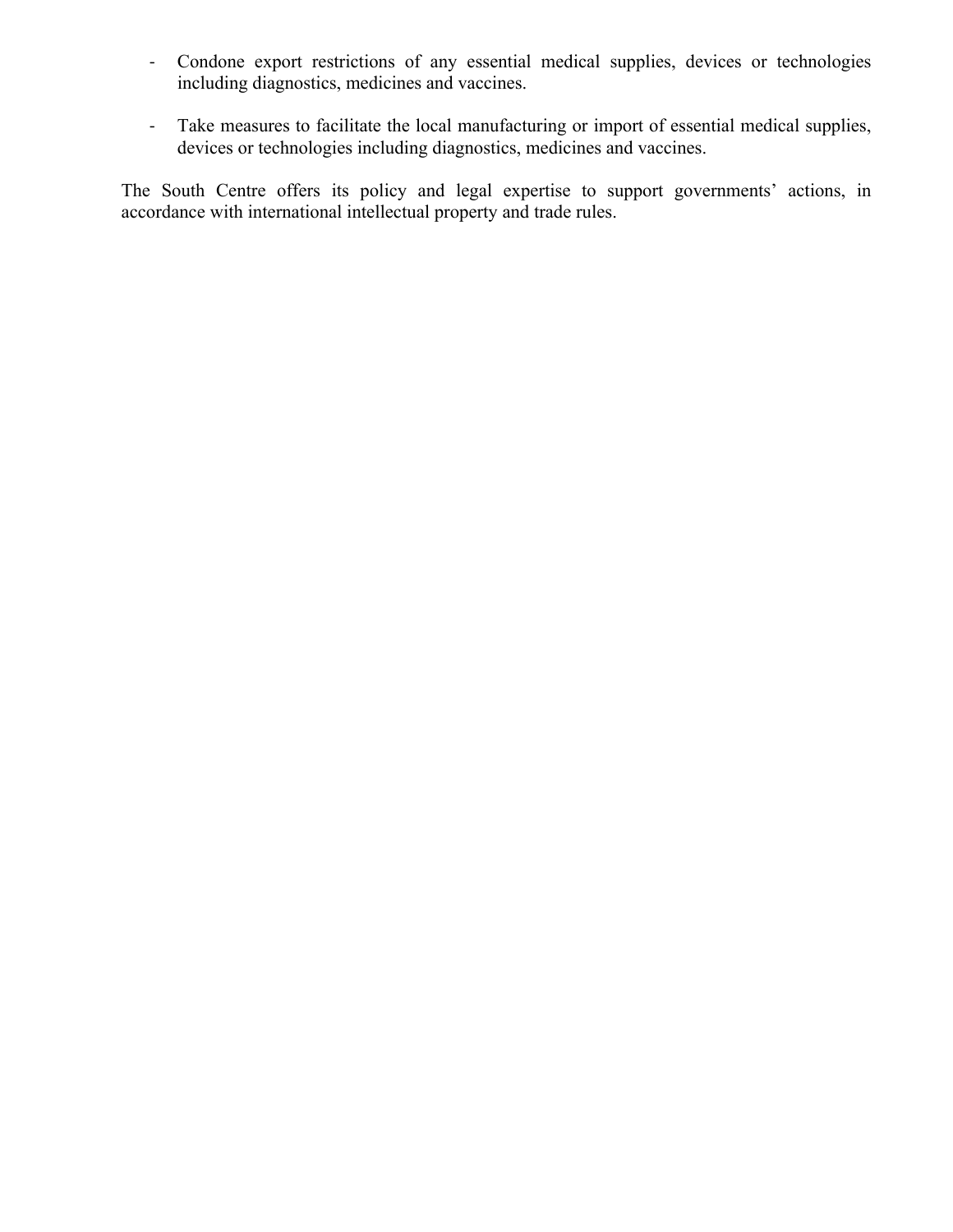- Condone export restrictions of any essential medical supplies, devices or technologies including diagnostics, medicines and vaccines.

- Take measures to facilitate the local manufacturing or import of essential medical supplies, devices or technologies including diagnostics, medicines and vaccines.

The South Centre offers its policy and legal expertise to support governments' actions, in accordance with international intellectual property and trade rules.